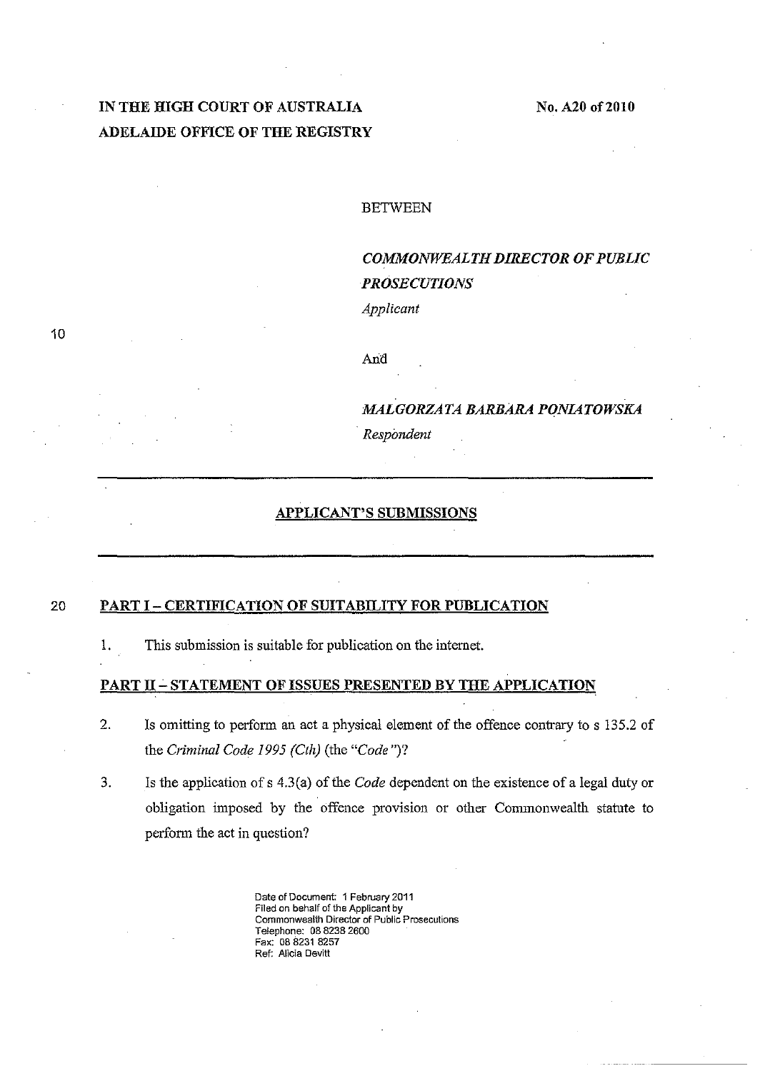**IN THE HIGH COURT OF AUSTRALIA**
**ADELAIDE OFFICE OF THE REGISTRY**

**No. A20 of 2010**

BETWEEN

***COMMONWEALTH DIRECTOR OF PUBLIC PROSECUTIONS***
*Applicant*

And

***MALGORZATA BARBARA PONIATOWSKA***
*Respondent*

---

## APPLICANT'S SUBMISSIONS

---

## PART I – CERTIFICATION OF SUITABILITY FOR PUBLICATION

1. This submission is suitable for publication on the internet.

## PART II – STATEMENT OF ISSUES PRESENTED BY THE APPLICATION

2. Is omitting to perform an act a physical element of the offence contrary to s 135.2 of the *Criminal Code 1995 (Cth)* (the "*Code*")?

3. Is the application of s 4.3(a) of the *Code* dependent on the existence of a legal duty or obligation imposed by the offence provision or other Commonwealth statute to perform the act in question?

Date of Document: 1 February 2011
Filed on behalf of the Applicant by
Commonwealth Director of Public Prosecutions
Telephone: 08 8238 2600
Fax: 08 8231 8257
Ref: Alicia Devitt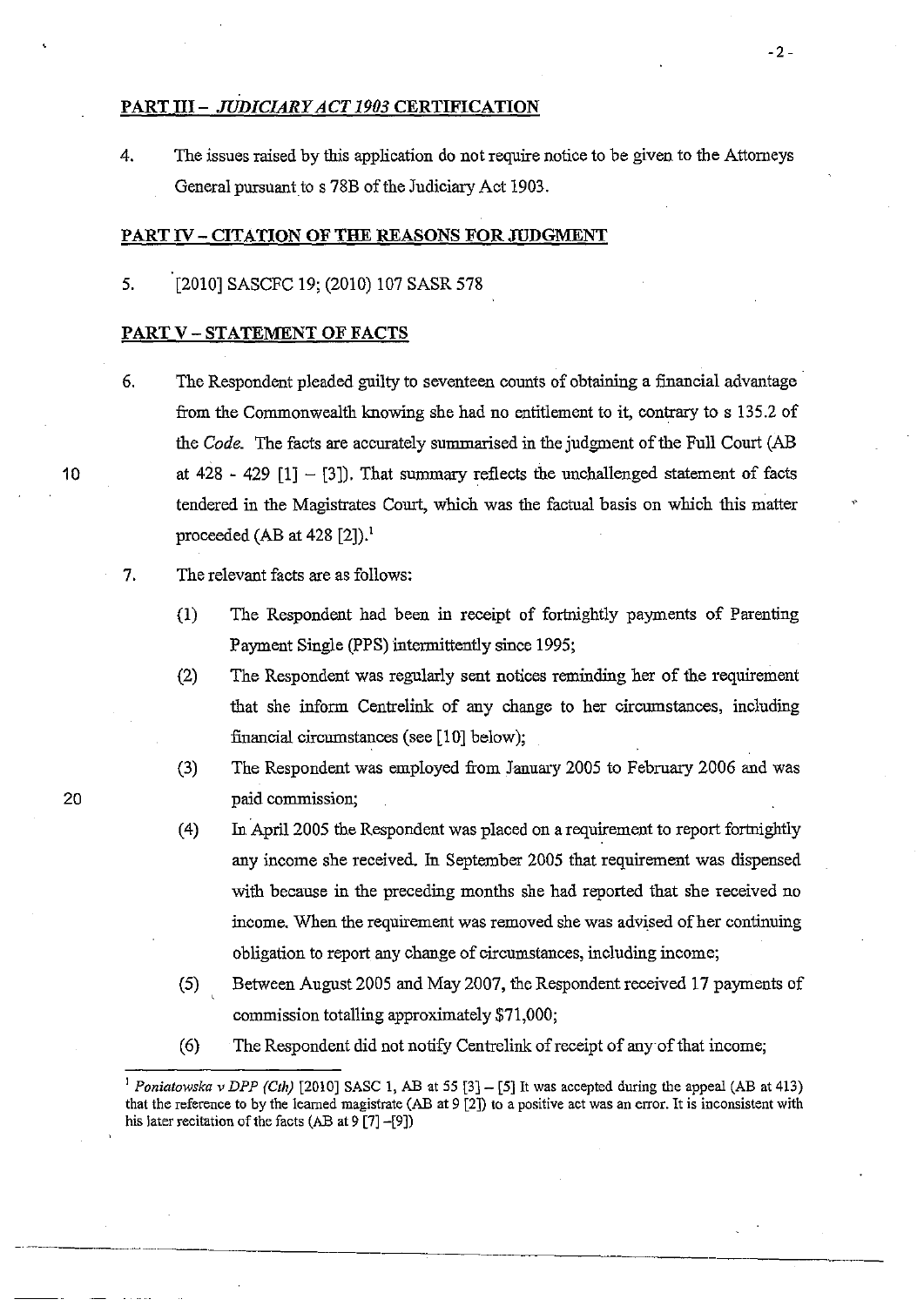## PART III – *JUDICIARY ACT 1903* CERTIFICATION

4. The issues raised by this application do not require notice to be given to the Attorneys General pursuant to s 78B of the Judiciary Act 1903.

## PART IV – CITATION OF THE REASONS FOR JUDGMENT

5. [2010] SASCFC 19; (2010) 107 SASR 578

## PART V – STATEMENT OF FACTS

6. The Respondent pleaded guilty to seventeen counts of obtaining a financial advantage from the Commonwealth knowing she had no entitlement to it, contrary to s 135.2 of the *Code*. The facts are accurately summarised in the judgment of the Full Court (AB at 428 - 429 [1] – [3]). That summary reflects the unchallenged statement of facts tendered in the Magistrates Court, which was the factual basis on which this matter proceeded (AB at 428 [2]).[1]

7. The relevant facts are as follows:

   (1) The Respondent had been in receipt of fortnightly payments of Parenting Payment Single (PPS) intermittently since 1995;

   (2) The Respondent was regularly sent notices reminding her of the requirement that she inform Centrelink of any change to her circumstances, including financial circumstances (see [10] below);

   (3) The Respondent was employed from January 2005 to February 2006 and was paid commission;

   (4) In April 2005 the Respondent was placed on a requirement to report fortnightly any income she received. In September 2005 that requirement was dispensed with because in the preceding months she had reported that she received no income. When the requirement was removed she was advised of her continuing obligation to report any change of circumstances, including income;

   (5) Between August 2005 and May 2007, the Respondent received 17 payments of commission totalling approximately $71,000;

   (6) The Respondent did not notify Centrelink of receipt of any of that income;

---

[1] *Poniatowska v DPP (Cth)* [2010] SASC 1, AB at 55 [3] – [5] It was accepted during the appeal (AB at 413) that the reference to by the learned magistrate (AB at 9 [2]) to a positive act was an error. It is inconsistent with his later recitation of the facts (AB at 9 [7] –[9])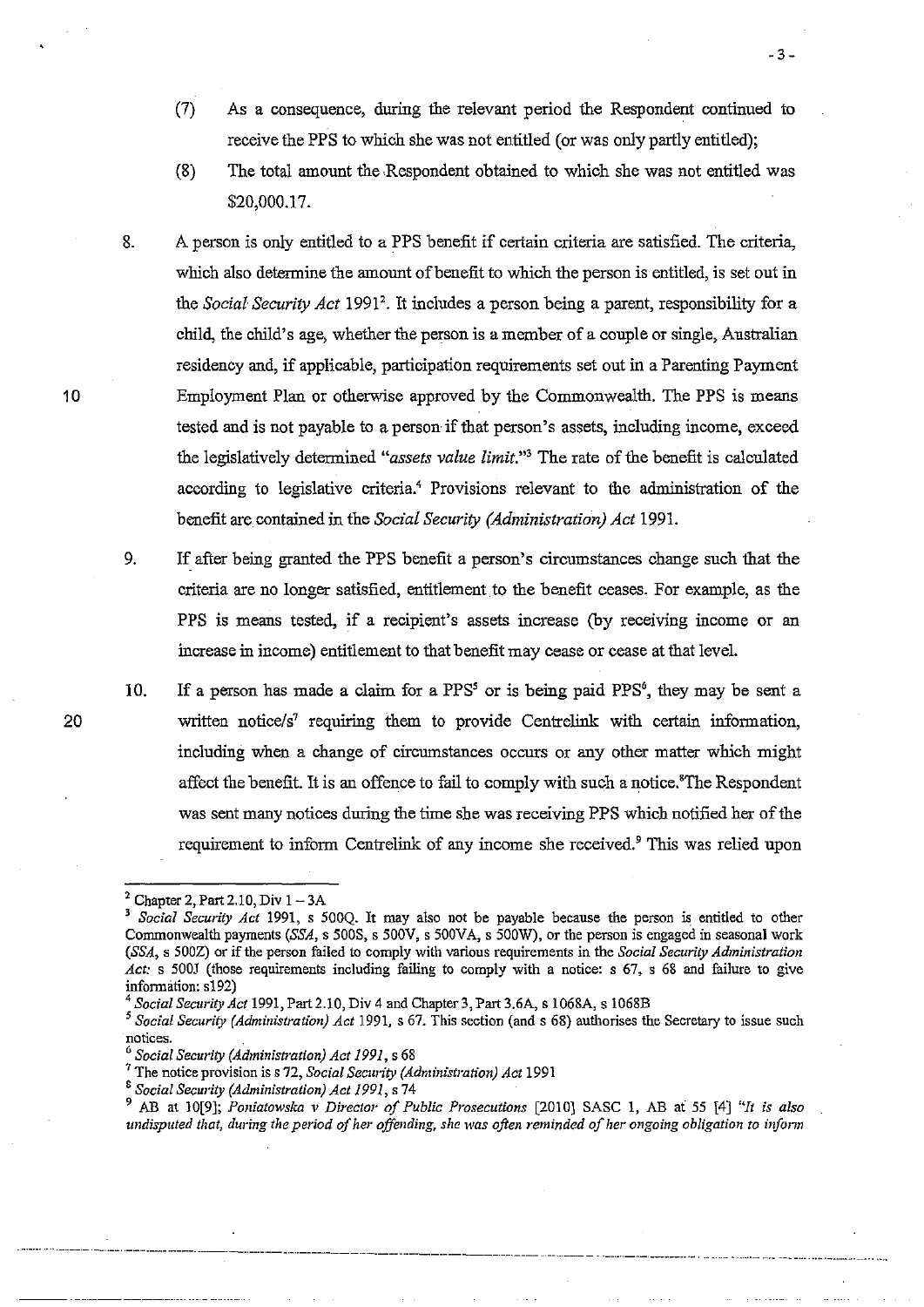(7) As a consequence, during the relevant period the Respondent continued to receive the PPS to which she was not entitled (or was only partly entitled);

(8) The total amount the Respondent obtained to which she was not entitled was $20,000.17.

8. A person is only entitled to a PPS benefit if certain criteria are satisfied. The criteria, which also determine the amount of benefit to which the person is entitled, is set out in the *Social Security Act* 1991[2]. It includes a person being a parent, responsibility for a child, the child's age, whether the person is a member of a couple or single, Australian residency and, if applicable, participation requirements set out in a Parenting Payment Employment Plan or otherwise approved by the Commonwealth. The PPS is means tested and is not payable to a person if that person's assets, including income, exceed the legislatively determined "*assets value limit*."[3] The rate of the benefit is calculated according to legislative criteria.[4] Provisions relevant to the administration of the benefit are contained in the *Social Security (Administration) Act* 1991.

9. If after being granted the PPS benefit a person's circumstances change such that the criteria are no longer satisfied, entitlement to the benefit ceases. For example, as the PPS is means tested, if a recipient's assets increase (by receiving income or an increase in income) entitlement to that benefit may cease or cease at that level.

10. If a person has made a claim for a PPS[5] or is being paid PPS[6], they may be sent a written notice/s[7] requiring them to provide Centrelink with certain information, including when a change of circumstances occurs or any other matter which might affect the benefit. It is an offence to fail to comply with such a notice.[8] The Respondent was sent many notices during the time she was receiving PPS which notified her of the requirement to inform Centrelink of any income she received.[9] This was relied upon

---

[2] Chapter 2, Part 2.10, Div 1 – 3A

[3] *Social Security Act* 1991, s 500Q. It may also not be payable because the person is entitled to other Commonwealth payments (*SSA*, s 500S, s 500V, s 500VA, s 500W), or the person is engaged in seasonal work (*SSA*, s 500Z) or if the person failed to comply with various requirements in the *Social Security Administration Act:* s 500J (those requirements including failing to comply with a notice: s 67, s 68 and failure to give information: s192)

[4] *Social Security Act* 1991, Part 2.10, Div 4 and Chapter 3, Part 3.6A, s 1068A, s 1068B

[5] *Social Security (Administration) Act* 1991, s 67. This section (and s 68) authorises the Secretary to issue such notices.

[6] *Social Security (Administration) Act 1991*, s 68

[7] The notice provision is s 72, *Social Security (Administration) Act* 1991

[8] *Social Security (Administration) Act 1991*, s 74

[9] AB at 10[9]; *Poniatowska v Director of Public Prosecutions* [2010] SASC 1, AB at 55 [4] "*It is also undisputed that, during the period of her offending, she was often reminded of her ongoing obligation to inform*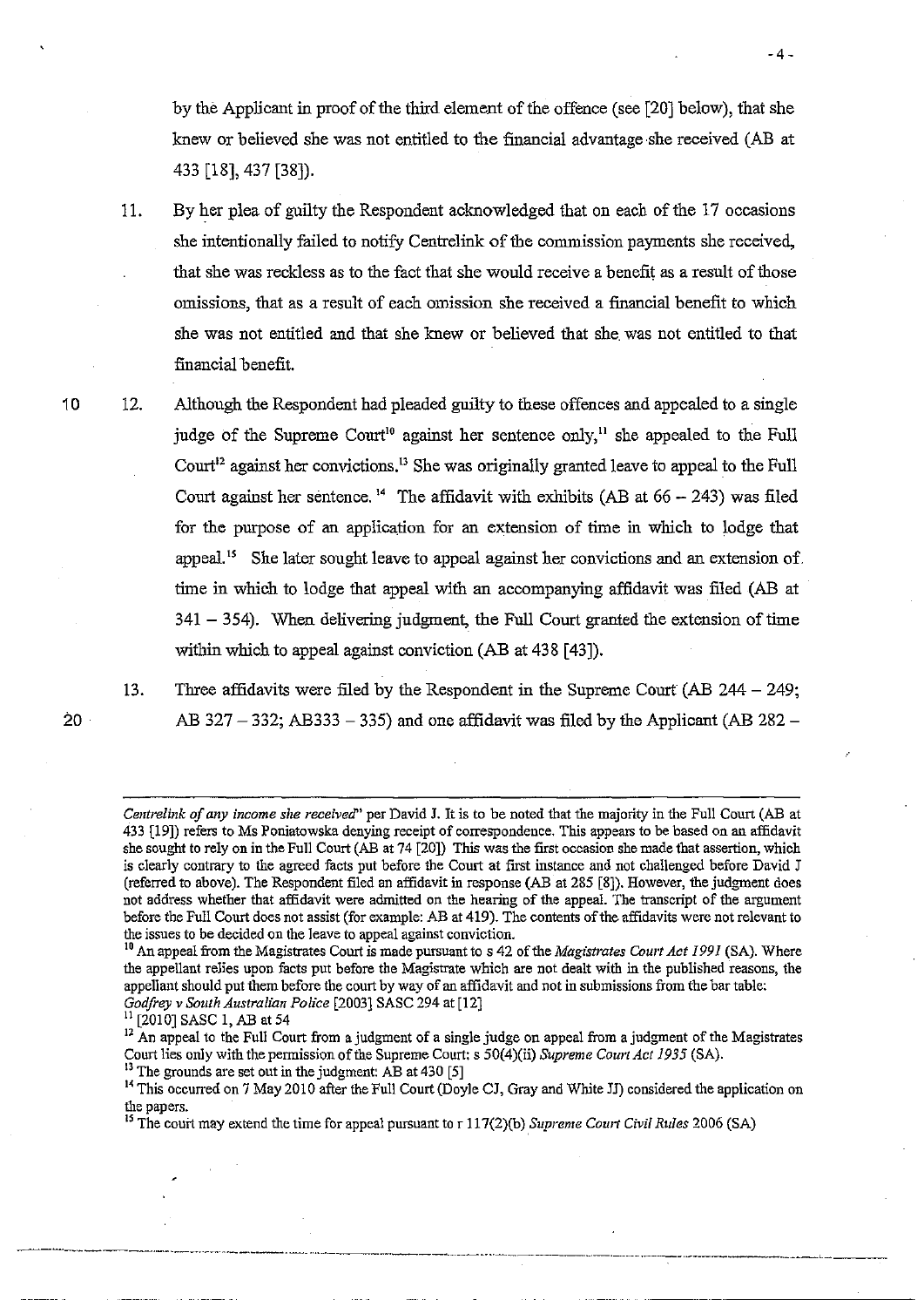by the Applicant in proof of the third element of the offence (see [20] below), that she knew or believed she was not entitled to the financial advantage she received (AB at 433 [18], 437 [38]).

11. By her plea of guilty the Respondent acknowledged that on each of the 17 occasions she intentionally failed to notify Centrelink of the commission payments she received, that she was reckless as to the fact that she would receive a benefit as a result of those omissions, that as a result of each omission she received a financial benefit to which she was not entitled and that she knew or believed that she was not entitled to that financial benefit.

12. Although the Respondent had pleaded guilty to these offences and appealed to a single judge of the Supreme Court[10] against her sentence only,[11] she appealed to the Full Court[12] against her convictions.[13] She was originally granted leave to appeal to the Full Court against her sentence.[14] The affidavit with exhibits (AB at 66 – 243) was filed for the purpose of an application for an extension of time in which to lodge that appeal.[15] She later sought leave to appeal against her convictions and an extension of time in which to lodge that appeal with an accompanying affidavit was filed (AB at 341 – 354). When delivering judgment, the Full Court granted the extension of time within which to appeal against conviction (AB at 438 [43]).

13. Three affidavits were filed by the Respondent in the Supreme Court (AB 244 – 249; AB 327 – 332; AB333 – 335) and one affidavit was filed by the Applicant (AB 282 –

---

*Centrelink of any income she received*" per David J. It is to be noted that the majority in the Full Court (AB at 433 [19]) refers to Ms Poniatowska denying receipt of correspondence. This appears to be based on an affidavit she sought to rely on in the Full Court (AB at 74 [20]) This was the first occasion she made that assertion, which is clearly contrary to the agreed facts put before the Court at first instance and not challenged before David J (referred to above). The Respondent filed an affidavit in response (AB at 285 [8]). However, the judgment does not address whether that affidavit were admitted on the hearing of the appeal. The transcript of the argument before the Full Court does not assist (for example: AB at 419). The contents of the affidavits were not relevant to the issues to be decided on the leave to appeal against conviction.

[10] An appeal from the Magistrates Court is made pursuant to s 42 of the *Magistrates Court Act 1991* (SA). Where the appellant relies upon facts put before the Magistrate which are not dealt with in the published reasons, the appellant should put them before the court by way of an affidavit and not in submissions from the bar table: *Godfrey v South Australian Police* [2003] SASC 294 at [12]

[11] [2010] SASC 1, AB at 54

[12] An appeal to the Full Court from a judgment of a single judge on appeal from a judgment of the Magistrates Court lies only with the permission of the Supreme Court: s 50(4)(ii) *Supreme Court Act 1935* (SA).

[13] The grounds are set out in the judgment: AB at 430 [5]

[14] This occurred on 7 May 2010 after the Full Court (Doyle CJ, Gray and White JJ) considered the application on the papers.

[15] The court may extend the time for appeal pursuant to r 117(2)(b) *Supreme Court Civil Rules* 2006 (SA)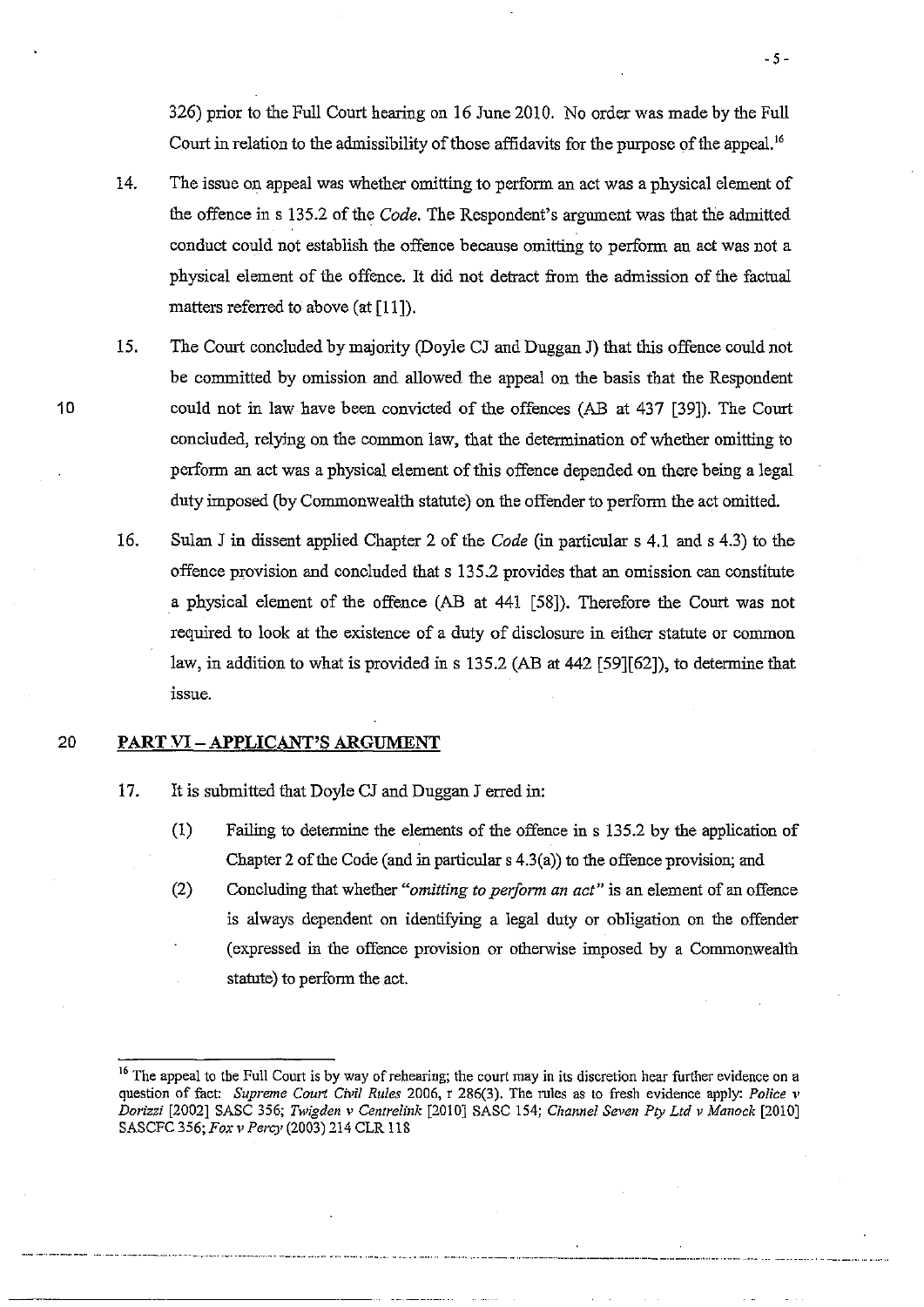326) prior to the Full Court hearing on 16 June 2010. No order was made by the Full Court in relation to the admissibility of those affidavits for the purpose of the appeal.[16]

14. The issue on appeal was whether omitting to perform an act was a physical element of the offence in s 135.2 of the *Code*. The Respondent's argument was that the admitted conduct could not establish the offence because omitting to perform an act was not a physical element of the offence. It did not detract from the admission of the factual matters referred to above (at [11]).

15. The Court concluded by majority (Doyle CJ and Duggan J) that this offence could not be committed by omission and allowed the appeal on the basis that the Respondent could not in law have been convicted of the offences (AB at 437 [39]). The Court concluded, relying on the common law, that the determination of whether omitting to perform an act was a physical element of this offence depended on there being a legal duty imposed (by Commonwealth statute) on the offender to perform the act omitted.

16. Sulan J in dissent applied Chapter 2 of the *Code* (in particular s 4.1 and s 4.3) to the offence provision and concluded that s 135.2 provides that an omission can constitute a physical element of the offence (AB at 441 [58]). Therefore the Court was not required to look at the existence of a duty of disclosure in either statute or common law, in addition to what is provided in s 135.2 (AB at 442 [59][62]), to determine that issue.

## PART VI – APPLICANT'S ARGUMENT

17. It is submitted that Doyle CJ and Duggan J erred in:

    (1) Failing to determine the elements of the offence in s 135.2 by the application of Chapter 2 of the Code (and in particular s 4.3(a)) to the offence provision; and

    (2) Concluding that whether *"omitting to perform an act"* is an element of an offence is always dependent on identifying a legal duty or obligation on the offender (expressed in the offence provision or otherwise imposed by a Commonwealth statute) to perform the act.

---

[16] The appeal to the Full Court is by way of rehearing; the court may in its discretion hear further evidence on a question of fact: *Supreme Court Civil Rules* 2006, r 286(3). The rules as to fresh evidence apply: *Police v Dorizzi* [2002] SASC 356; *Twigden v Centrelink* [2010] SASC 154; *Channel Seven Pty Ltd v Manock* [2010] SASCFC 356; *Fox v Percy* (2003) 214 CLR 118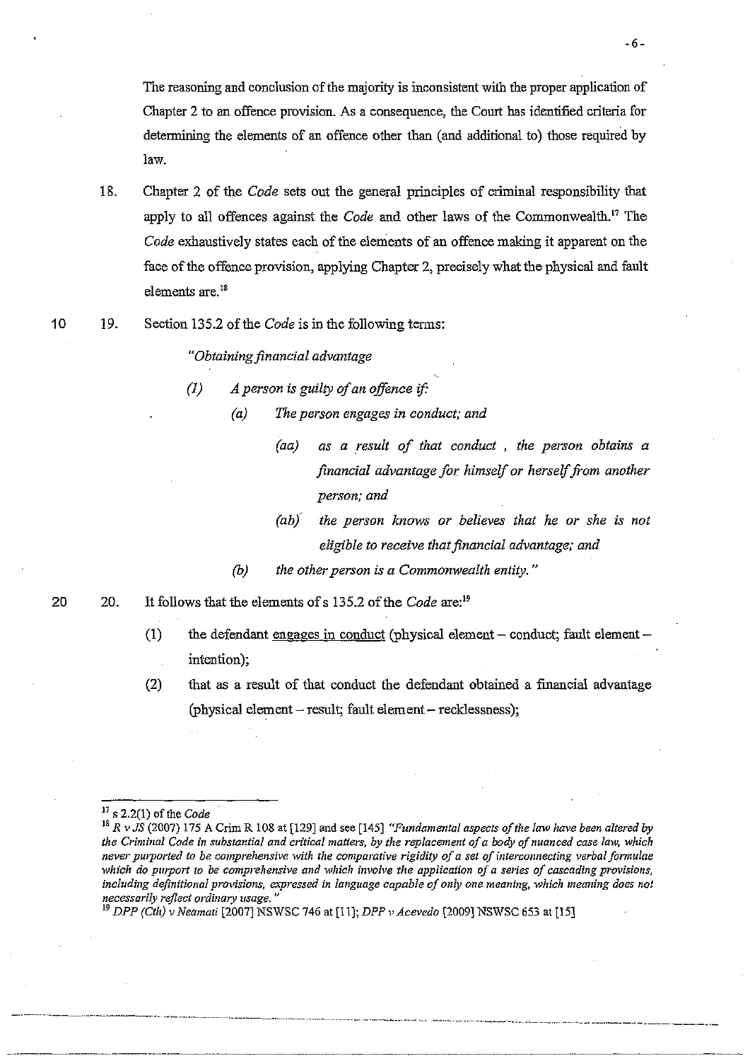The reasoning and conclusion of the majority is inconsistent with the proper application of Chapter 2 to an offence provision. As a consequence, the Court has identified criteria for determining the elements of an offence other than (and additional to) those required by law.

18. Chapter 2 of the *Code* sets out the general principles of criminal responsibility that apply to all offences against the *Code* and other laws of the Commonwealth.[17] The *Code* exhaustively states each of the elements of an offence making it apparent on the face of the offence provision, applying Chapter 2, precisely what the physical and fault elements are.[18]

19. Section 135.2 of the *Code* is in the following terms:

> *"Obtaining financial advantage*
>
> *(1) A person is guilty of an offence if:*
>
> *(a) The person engages in conduct; and*
>
> *(aa) as a result of that conduct , the person obtains a financial advantage for himself or herself from another person; and*
>
> *(ab) the person knows or believes that he or she is not eligible to receive that financial advantage; and*
>
> *(b) the other person is a Commonwealth entity."*

20. It follows that the elements of s 135.2 of the *Code* are:[19]

(1) the defendant engages in conduct (physical element – conduct; fault element – intention);

(2) that as a result of that conduct the defendant obtained a financial advantage (physical element – result; fault element – recklessness);

---

[17] s 2.2(1) of the *Code*

[18] *R v JS* (2007) 175 A Crim R 108 at [129] and see [145] *"Fundamental aspects of the law have been altered by the Criminal Code in substantial and critical matters, by the replacement of a body of nuanced case law, which never purported to be comprehensive with the comparative rigidity of a set of interconnecting verbal formulae which do purport to be comprehensive and which involve the application of a series of cascading provisions, including definitional provisions, expressed in language capable of only one meaning, which meaning does not necessarily reflect ordinary usage."*

[19] *DPP (Cth) v Neamati* [2007] NSWSC 746 at [11]; *DPP v Acevedo* [2009] NSWSC 653 at [15]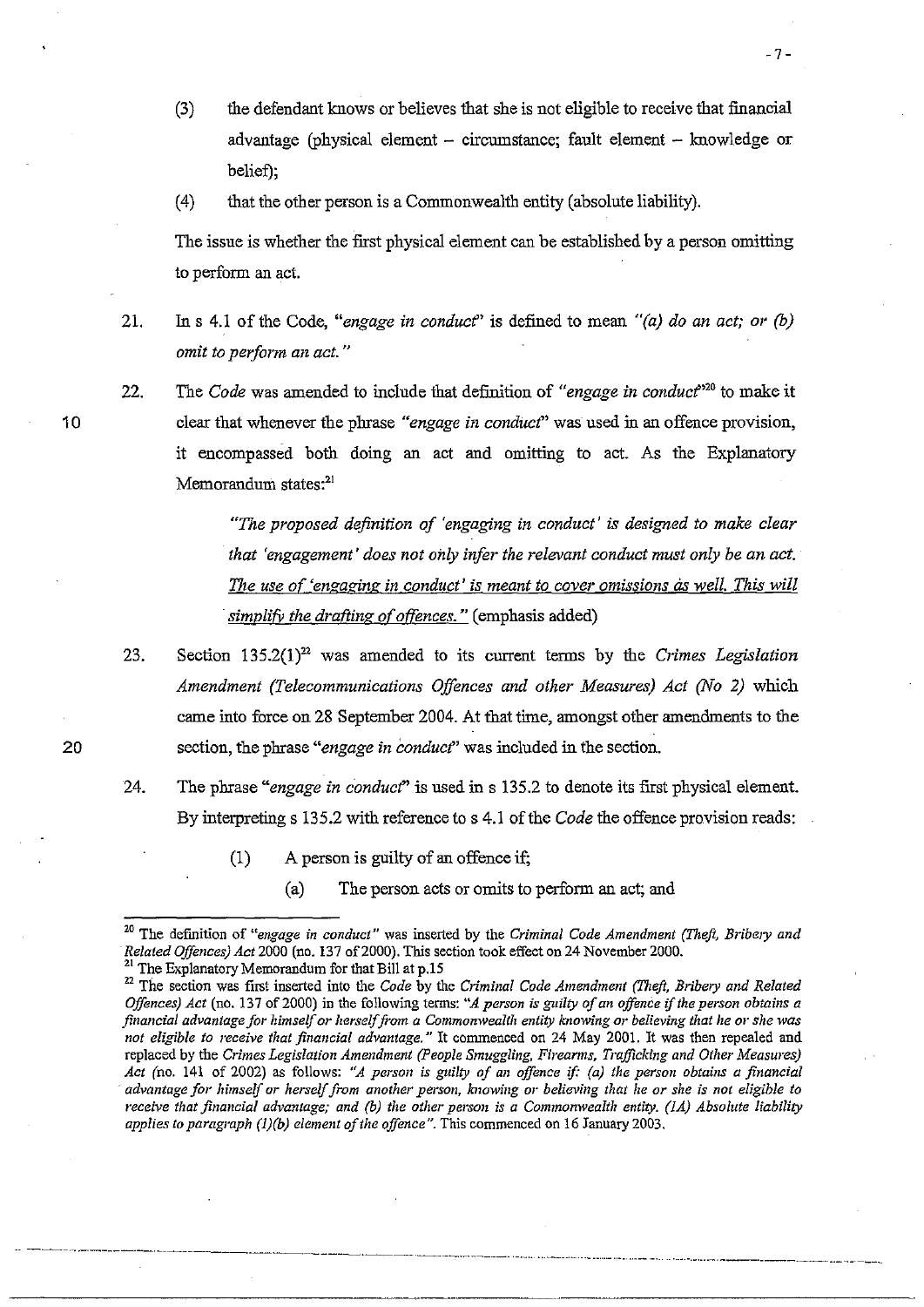(3) the defendant knows or believes that she is not eligible to receive that financial advantage (physical element – circumstance; fault element – knowledge or belief);

(4) that the other person is a Commonwealth entity (absolute liability).

The issue is whether the first physical element can be established by a person omitting to perform an act.

21. In s 4.1 of the Code, *"engage in conduct"* is defined to mean *"(a) do an act; or (b) omit to perform an act."*

22. The *Code* was amended to include that definition of *"engage in conduct"*[20] to make it clear that whenever the phrase *"engage in conduct"* was used in an offence provision, it encompassed both doing an act and omitting to act. As the Explanatory Memorandum states:[21]

> *"The proposed definition of 'engaging in conduct' is designed to make clear that 'engagement' does not only infer the relevant conduct must only be an act. <u>The use of 'engaging in conduct' is meant to cover omissions as well. This will simplify the drafting of offences.</u>"* (emphasis added)

23. Section 135.2(1)[22] was amended to its current terms by the *Crimes Legislation Amendment (Telecommunications Offences and other Measures) Act (No 2)* which came into force on 28 September 2004. At that time, amongst other amendments to the section, the phrase *"engage in conduct"* was included in the section.

24. The phrase *"engage in conduct"* is used in s 135.2 to denote its first physical element. By interpreting s 135.2 with reference to s 4.1 of the *Code* the offence provision reads:

    (1) A person is guilty of an offence if;

    (a) The person acts or omits to perform an act; and

---

[20] The definition of *"engage in conduct"* was inserted by the *Criminal Code Amendment (Theft, Bribery and Related Offences) Act* 2000 (no. 137 of 2000). This section took effect on 24 November 2000.

[21] The Explanatory Memorandum for that Bill at p.15

[22] The section was first inserted into the *Code* by the *Criminal Code Amendment (Theft, Bribery and Related Offences) Act* (no. 137 of 2000) in the following terms: *"A person is guilty of an offence if the person obtains a financial advantage for himself or herself from a Commonwealth entity knowing or believing that he or she was not eligible to receive that financial advantage."* It commenced on 24 May 2001. It was then repealed and replaced by the *Crimes Legislation Amendment (People Smuggling, Firearms, Trafficking and Other Measures) Act* (no. 141 of 2002) as follows: *"A person is guilty of an offence if: (a) the person obtains a financial advantage for himself or herself from another person, knowing or believing that he or she is not eligible to receive that financial advantage; and (b) the other person is a Commonwealth entity. (1A) Absolute liability applies to paragraph (1)(b) element of the offence"*. This commenced on 16 January 2003.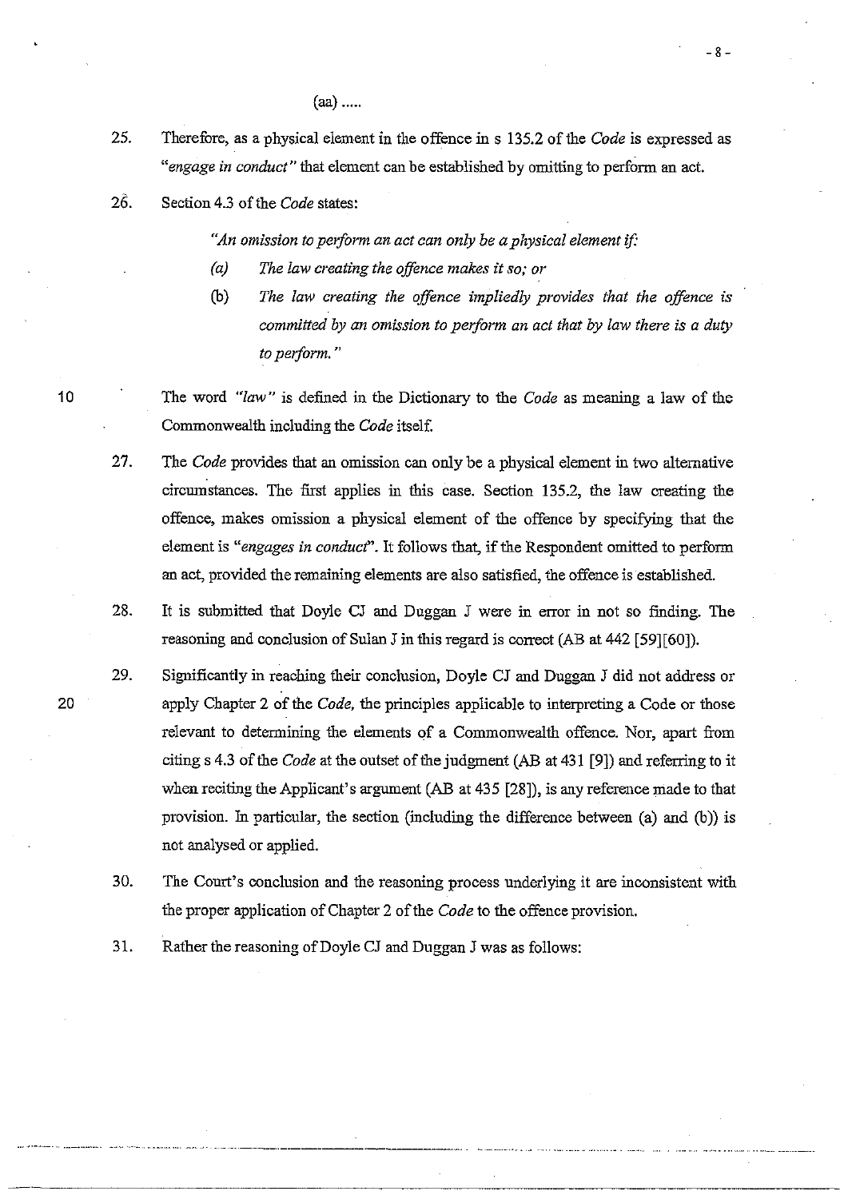(aa) .....

25. Therefore, as a physical element in the offence in s 135.2 of the *Code* is expressed as *"engage in conduct"* that element can be established by omitting to perform an act.

26. Section 4.3 of the *Code* states:

> *"An omission to perform an act can only be a physical element if:*
>
> *(a) The law creating the offence makes it so; or*
>
> *(b) The law creating the offence impliedly provides that the offence is committed by an omission to perform an act that by law there is a duty to perform."*

The word *"law"* is defined in the Dictionary to the *Code* as meaning a law of the Commonwealth including the *Code* itself.

27. The *Code* provides that an omission can only be a physical element in two alternative circumstances. The first applies in this case. Section 135.2, the law creating the offence, makes omission a physical element of the offence by specifying that the element is *"engages in conduct"*. It follows that, if the Respondent omitted to perform an act, provided the remaining elements are also satisfied, the offence is established.

28. It is submitted that Doyle CJ and Duggan J were in error in not so finding. The reasoning and conclusion of Sulan J in this regard is correct (AB at 442 [59][60]).

29. Significantly in reaching their conclusion, Doyle CJ and Duggan J did not address or apply Chapter 2 of the *Code*, the principles applicable to interpreting a Code or those relevant to determining the elements of a Commonwealth offence. Nor, apart from citing s 4.3 of the *Code* at the outset of the judgment (AB at 431 [9]) and referring to it when reciting the Applicant's argument (AB at 435 [28]), is any reference made to that provision. In particular, the section (including the difference between (a) and (b)) is not analysed or applied.

30. The Court's conclusion and the reasoning process underlying it are inconsistent with the proper application of Chapter 2 of the *Code* to the offence provision.

31. Rather the reasoning of Doyle CJ and Duggan J was as follows: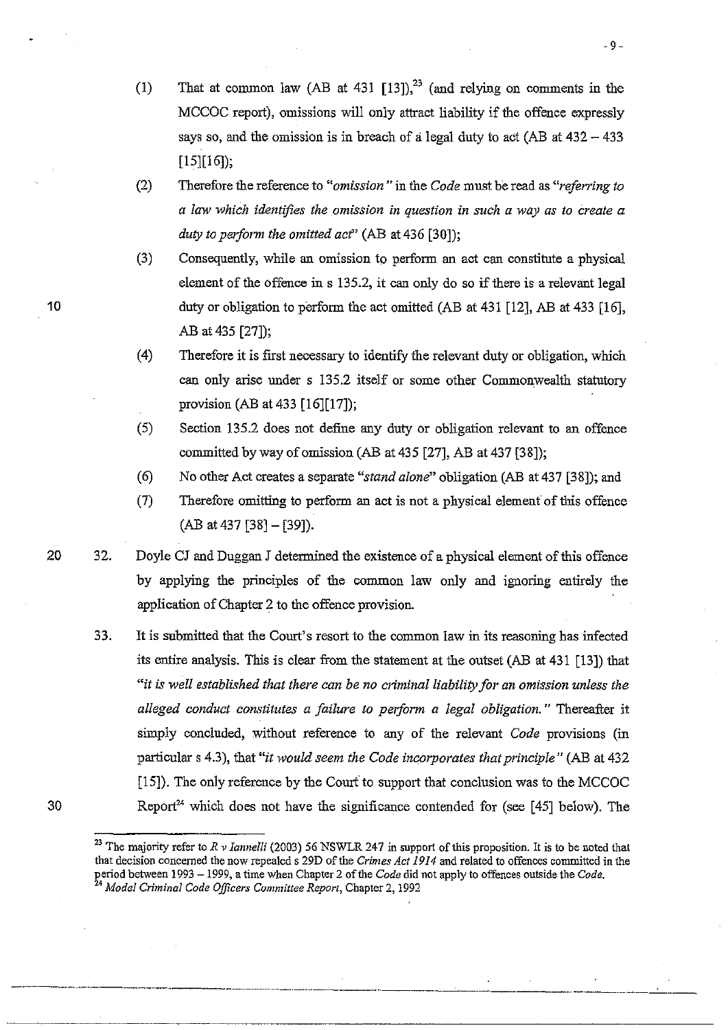(1) That at common law (AB at 431 [13]),[23] (and relying on comments in the MCCOC report), omissions will only attract liability if the offence expressly says so, and the omission is in breach of a legal duty to act (AB at 432 – 433 [15][16]);

(2) Therefore the reference to "*omission*" in the *Code* must be read as "*referring to a law which identifies the omission in question in such a way as to create a duty to perform the omitted act*" (AB at 436 [30]);

(3) Consequently, while an omission to perform an act can constitute a physical element of the offence in s 135.2, it can only do so if there is a relevant legal duty or obligation to perform the act omitted (AB at 431 [12], AB at 433 [16], AB at 435 [27]);

(4) Therefore it is first necessary to identify the relevant duty or obligation, which can only arise under s 135.2 itself or some other Commonwealth statutory provision (AB at 433 [16][17]);

(5) Section 135.2 does not define any duty or obligation relevant to an offence committed by way of omission (AB at 435 [27], AB at 437 [38]);

(6) No other Act creates a separate "*stand alone*" obligation (AB at 437 [38]); and

(7) Therefore omitting to perform an act is not a physical element of this offence (AB at 437 [38] – [39]).

32. Doyle CJ and Duggan J determined the existence of a physical element of this offence by applying the principles of the common law only and ignoring entirely the application of Chapter 2 to the offence provision.

33. It is submitted that the Court's resort to the common law in its reasoning has infected its entire analysis. This is clear from the statement at the outset (AB at 431 [13]) that "*it is well established that there can be no criminal liability for an omission unless the alleged conduct constitutes a failure to perform a legal obligation.*" Thereafter it simply concluded, without reference to any of the relevant *Code* provisions (in particular s 4.3), that "*it would seem the Code incorporates that principle*" (AB at 432 [15]). The only reference by the Court to support that conclusion was to the MCCOC Report[24] which does not have the significance contended for (see [45] below). The

---

[23] The majority refer to *R v Iannelli* (2003) 56 NSWLR 247 in support of this proposition. It is to be noted that that decision concerned the now repealed s 29D of the *Crimes Act 1914* and related to offences committed in the period between 1993 – 1999, a time when Chapter 2 of the *Code* did not apply to offences outside the *Code*.

[24] *Model Criminal Code Officers Committee Report*, Chapter 2, 1992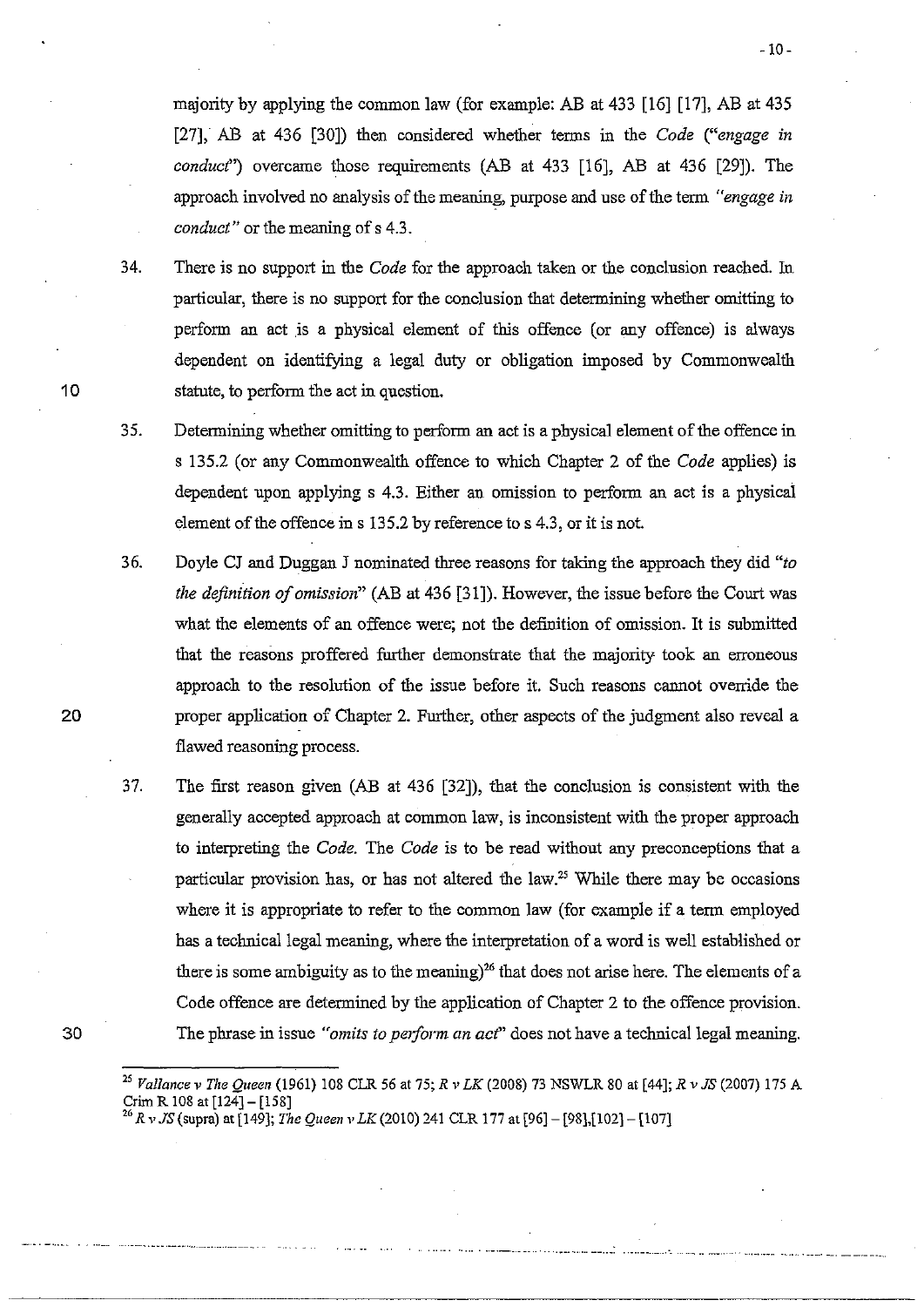majority by applying the common law (for example: AB at 433 [16] [17], AB at 435 [27], AB at 436 [30]) then considered whether terms in the *Code* (*"engage in conduct"*) overcame those requirements (AB at 433 [16], AB at 436 [29]). The approach involved no analysis of the meaning, purpose and use of the term *"engage in conduct"* or the meaning of s 4.3.

34. There is no support in the *Code* for the approach taken or the conclusion reached. In particular, there is no support for the conclusion that determining whether omitting to perform an act is a physical element of this offence (or any offence) is always dependent on identifying a legal duty or obligation imposed by Commonwealth statute, to perform the act in question.

35. Determining whether omitting to perform an act is a physical element of the offence in s 135.2 (or any Commonwealth offence to which Chapter 2 of the *Code* applies) is dependent upon applying s 4.3. Either an omission to perform an act is a physical element of the offence in s 135.2 by reference to s 4.3, or it is not.

36. Doyle CJ and Duggan J nominated three reasons for taking the approach they did *"to the definition of omission"* (AB at 436 [31]). However, the issue before the Court was what the elements of an offence were; not the definition of omission. It is submitted that the reasons proffered further demonstrate that the majority took an erroneous approach to the resolution of the issue before it. Such reasons cannot override the proper application of Chapter 2. Further, other aspects of the judgment also reveal a flawed reasoning process.

37. The first reason given (AB at 436 [32]), that the conclusion is consistent with the generally accepted approach at common law, is inconsistent with the proper approach to interpreting the *Code*. The *Code* is to be read without any preconceptions that a particular provision has, or has not altered the law.[25] While there may be occasions where it is appropriate to refer to the common law (for example if a term employed has a technical legal meaning, where the interpretation of a word is well established or there is some ambiguity as to the meaning)[26] that does not arise here. The elements of a Code offence are determined by the application of Chapter 2 to the offence provision. The phrase in issue *"omits to perform an act"* does not have a technical legal meaning.

---

[25] *Vallance v The Queen* (1961) 108 CLR 56 at 75; *R v LK* (2008) 73 NSWLR 80 at [44]; *R v JS* (2007) 175 A Crim R 108 at [124] – [158]

[26] *R v JS* (supra) at [149]; *The Queen v LK* (2010) 241 CLR 177 at [96] – [98],[102] – [107]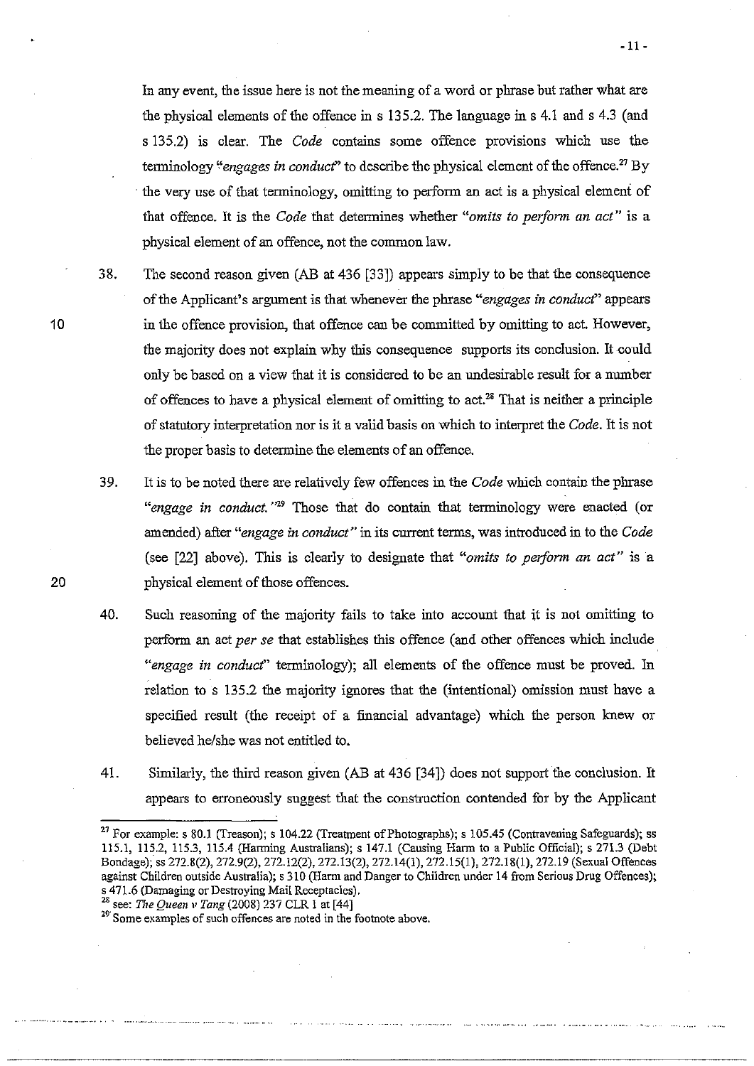In any event, the issue here is not the meaning of a word or phrase but rather what are the physical elements of the offence in s 135.2. The language in s 4.1 and s 4.3 (and s 135.2) is clear. The *Code* contains some offence provisions which use the terminology "*engages in conduct*" to describe the physical element of the offence.[27] By the very use of that terminology, omitting to perform an act is a physical element of that offence. It is the *Code* that determines whether "*omits to perform an act*" is a physical element of an offence, not the common law.

38. The second reason given (AB at 436 [33]) appears simply to be that the consequence of the Applicant's argument is that whenever the phrase "*engages in conduct*" appears in the offence provision, that offence can be committed by omitting to act. However, the majority does not explain why this consequence supports its conclusion. It could only be based on a view that it is considered to be an undesirable result for a number of offences to have a physical element of omitting to act.[28] That is neither a principle of statutory interpretation nor is it a valid basis on which to interpret the *Code*. It is not the proper basis to determine the elements of an offence.

39. It is to be noted there are relatively few offences in the *Code* which contain the phrase "*engage in conduct.*"[29] Those that do contain that terminology were enacted (or amended) after "*engage in conduct*" in its current terms, was introduced in to the *Code* (see [22] above). This is clearly to designate that "*omits to perform an act*" is a physical element of those offences.

40. Such reasoning of the majority fails to take into account that it is not omitting to perform an act *per se* that establishes this offence (and other offences which include "*engage in conduct*" terminology); all elements of the offence must be proved. In relation to s 135.2 the majority ignores that the (intentional) omission must have a specified result (the receipt of a financial advantage) which the person knew or believed he/she was not entitled to.

41. Similarly, the third reason given (AB at 436 [34]) does not support the conclusion. It appears to erroneously suggest that the construction contended for by the Applicant

---

[27] For example: s 80.1 (Treason); s 104.22 (Treatment of Photographs); s 105.45 (Contravening Safeguards); ss 115.1, 115.2, 115.3, 115.4 (Harming Australians); s 147.1 (Causing Harm to a Public Official); s 271.3 (Debt Bondage); ss 272.8(2), 272.9(2), 272.12(2), 272.13(2), 272.14(1), 272.15(1), 272.18(1), 272.19 (Sexual Offences against Children outside Australia); s 310 (Harm and Danger to Children under 14 from Serious Drug Offences); s 471.6 (Damaging or Destroying Mail Receptacles).

[28] see: *The Queen v Tang* (2008) 237 CLR 1 at [44]

[29] Some examples of such offences are noted in the footnote above.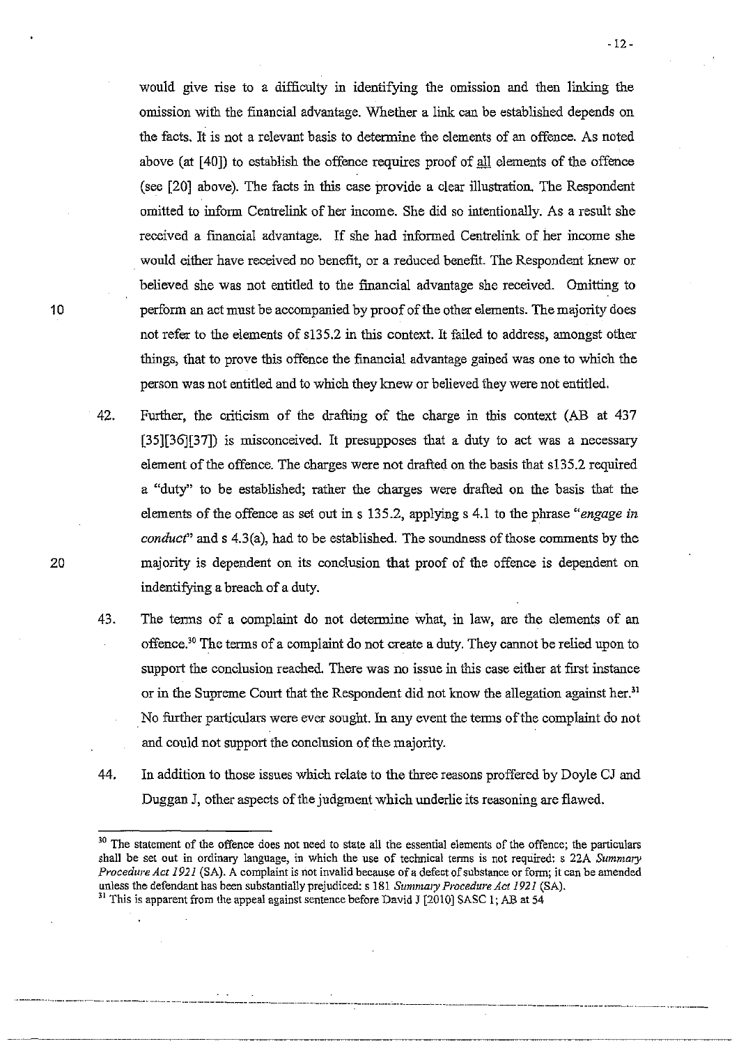would give rise to a difficulty in identifying the omission and then linking the omission with the financial advantage. Whether a link can be established depends on the facts. It is not a relevant basis to determine the elements of an offence. As noted above (at [40]) to establish the offence requires proof of all elements of the offence (see [20] above). The facts in this case provide a clear illustration. The Respondent omitted to inform Centrelink of her income. She did so intentionally. As a result she received a financial advantage. If she had informed Centrelink of her income she would either have received no benefit, or a reduced benefit. The Respondent knew or believed she was not entitled to the financial advantage she received. Omitting to perform an act must be accompanied by proof of the other elements. The majority does not refer to the elements of s135.2 in this context. It failed to address, amongst other things, that to prove this offence the financial advantage gained was one to which the person was not entitled and to which they knew or believed they were not entitled.

42. Further, the criticism of the drafting of the charge in this context (AB at 437 [35][36][37]) is misconceived. It presupposes that a duty to act was a necessary element of the offence. The charges were not drafted on the basis that s135.2 required a "duty" to be established; rather the charges were drafted on the basis that the elements of the offence as set out in s 135.2, applying s 4.1 to the phrase "*engage in conduct*" and s 4.3(a), had to be established. The soundness of those comments by the majority is dependent on its conclusion that proof of the offence is dependent on indentifying a breach of a duty.

43. The terms of a complaint do not determine what, in law, are the elements of an offence.[30] The terms of a complaint do not create a duty. They cannot be relied upon to support the conclusion reached. There was no issue in this case either at first instance or in the Supreme Court that the Respondent did not know the allegation against her.[31] No further particulars were ever sought. In any event the terms of the complaint do not and could not support the conclusion of the majority.

44. In addition to those issues which relate to the three reasons proffered by Doyle CJ and Duggan J, other aspects of the judgment which underlie its reasoning are flawed.

---

[30] The statement of the offence does not need to state all the essential elements of the offence; the particulars shall be set out in ordinary language, in which the use of technical terms is not required: s 22A *Summary Procedure Act 1921* (SA). A complaint is not invalid because of a defect of substance or form; it can be amended unless the defendant has been substantially prejudiced: s 181 *Summary Procedure Act 1921* (SA).

[31] This is apparent from the appeal against sentence before David J [2010] SASC 1; AB at 54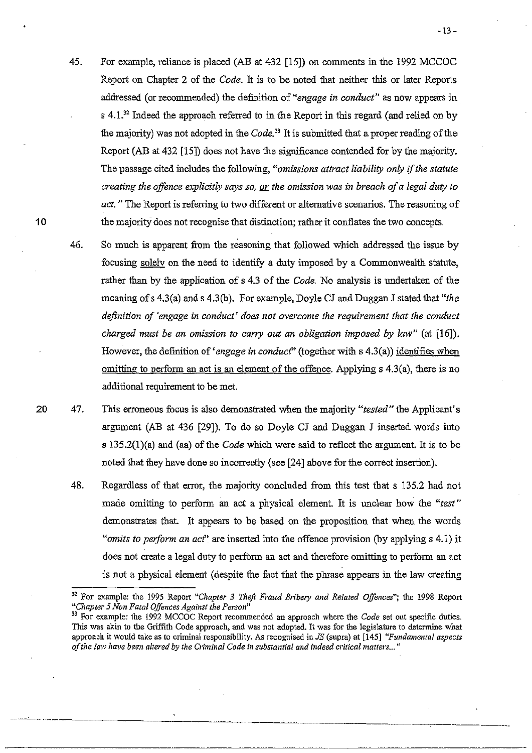45. For example, reliance is placed (AB at 432 [15]) on comments in the 1992 MCCOC Report on Chapter 2 of the *Code*. It is to be noted that neither this or later Reports addressed (or recommended) the definition of *"engage in conduct"* as now appears in s 4.1.[32] Indeed the approach referred to in the Report in this regard (and relied on by the majority) was not adopted in the *Code*.[33] It is submitted that a proper reading of the Report (AB at 432 [15]) does not have the significance contended for by the majority. The passage cited includes the following, *"omissions attract liability only if the statute creating the offence explicitly says so, <u>or</u> the omission was in breach of a legal duty to act."* The Report is referring to two different or alternative scenarios. The reasoning of the majority does not recognise that distinction; rather it conflates the two concepts.

46. So much is apparent from the reasoning that followed which addressed the issue by focusing <u>solely</u> on the need to identify a duty imposed by a Commonwealth statute, rather than by the application of s 4.3 of the *Code*. No analysis is undertaken of the meaning of s 4.3(a) and s 4.3(b). For example, Doyle CJ and Duggan J stated that *"the definition of 'engage in conduct' does not overcome the requirement that the conduct charged must be an omission to carry out an obligation imposed by law"* (at [16]). However, the definition of '*engage in conduct*' (together with s 4.3(a)) <u>identifies when omitting to perform an act is an element of the offence</u>. Applying s 4.3(a), there is no additional requirement to be met.

47. This erroneous focus is also demonstrated when the majority *"tested"* the Applicant's argument (AB at 436 [29]). To do so Doyle CJ and Duggan J inserted words into s 135.2(1)(a) and (aa) of the *Code* which were said to reflect the argument. It is to be noted that they have done so incorrectly (see [24] above for the correct insertion).

48. Regardless of that error, the majority concluded from this test that s 135.2 had not made omitting to perform an act a physical element. It is unclear how the *"test"* demonstrates that. It appears to be based on the proposition that when the words *"omits to perform an act"* are inserted into the offence provision (by applying s 4.1) it does not create a legal duty to perform an act and therefore omitting to perform an act is not a physical element (despite the fact that the phrase appears in the law creating

---

[32] For example: the 1995 Report *"Chapter 3 Theft Fraud Bribery and Related Offences"*; the 1998 Report *"Chapter 5 Non Fatal Offences Against the Person"*

[33] For example: the 1992 MCCOC Report recommended an approach where the *Code* set out specific duties. This was akin to the Griffith Code approach, and was not adopted. It was for the legislature to determine what approach it would take as to criminal responsibility. As recognised in *JS* (supra) at [145] *"Fundamental aspects of the law have been altered by the Criminal Code in substantial and indeed critical matters..."*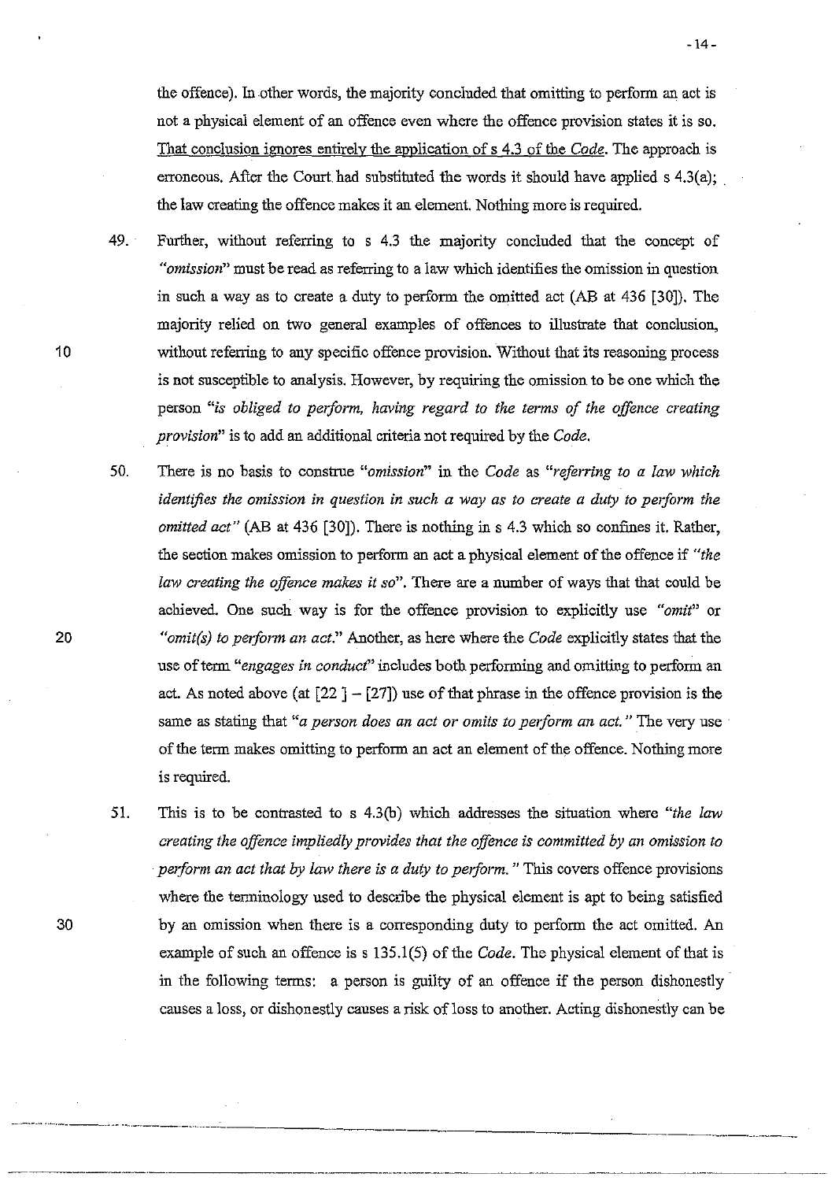the offence). In other words, the majority concluded that omitting to perform an act is not a physical element of an offence even where the offence provision states it is so. <u>That conclusion ignores entirely the application of s 4.3 of the *Code*.</u> The approach is erroneous. After the Court had substituted the words it should have applied s 4.3(a); the law creating the offence makes it an element. Nothing more is required.

49. Further, without referring to s 4.3 the majority concluded that the concept of *"omission"* must be read as referring to a law which identifies the omission in question in such a way as to create a duty to perform the omitted act (AB at 436 [30]). The majority relied on two general examples of offences to illustrate that conclusion, without referring to any specific offence provision. Without that its reasoning process is not susceptible to analysis. However, by requiring the omission to be one which the person *"is obliged to perform, having regard to the terms of the offence creating provision"* is to add an additional criteria not required by the *Code*.

50. There is no basis to construe *"omission"* in the *Code* as *"referring to a law which identifies the omission in question in such a way as to create a duty to perform the omitted act"* (AB at 436 [30]). There is nothing in s 4.3 which so confines it. Rather, the section makes omission to perform an act a physical element of the offence if *"the law creating the offence makes it so"*. There are a number of ways that that could be achieved. One such way is for the offence provision to explicitly use *"omit"* or *"omit(s) to perform an act."* Another, as here where the *Code* explicitly states that the use of term *"engages in conduct"* includes both performing and omitting to perform an act. As noted above (at [22 ] – [27]) use of that phrase in the offence provision is the same as stating that *"a person does an act or omits to perform an act."* The very use of the term makes omitting to perform an act an element of the offence. Nothing more is required.

51. This is to be contrasted to s 4.3(b) which addresses the situation where *"the law creating the offence impliedly provides that the offence is committed by an omission to perform an act that by law there is a duty to perform."* This covers offence provisions where the terminology used to describe the physical element is apt to being satisfied by an omission when there is a corresponding duty to perform the act omitted. An example of such an offence is s 135.1(5) of the *Code*. The physical element of that is in the following terms: a person is guilty of an offence if the person dishonestly causes a loss, or dishonestly causes a risk of loss to another. Acting dishonestly can be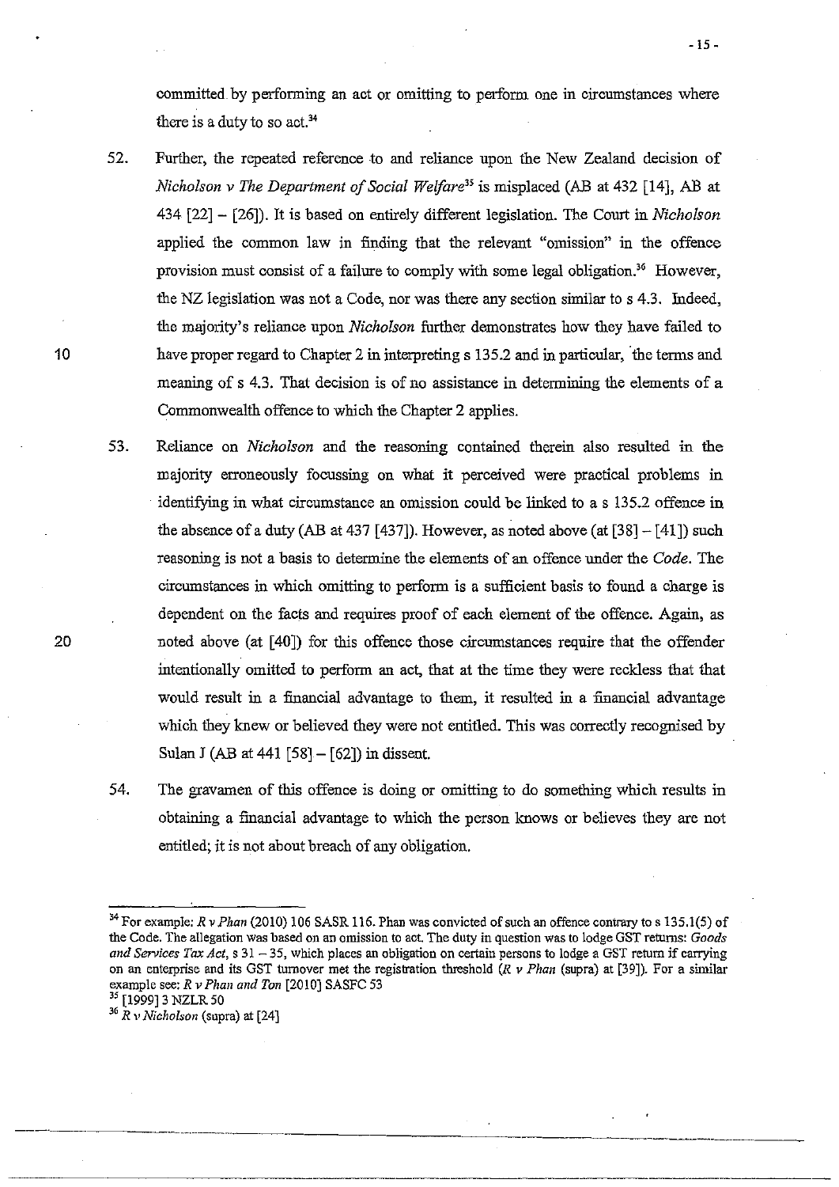committed by performing an act or omitting to perform one in circumstances where there is a duty to so act.[34]

52. Further, the repeated reference to and reliance upon the New Zealand decision of *Nicholson v The Department of Social Welfare*[35] is misplaced (AB at 432 [14], AB at 434 [22] – [26]). It is based on entirely different legislation. The Court in *Nicholson* applied the common law in finding that the relevant "omission" in the offence provision must consist of a failure to comply with some legal obligation.[36] However, the NZ legislation was not a Code, nor was there any section similar to s 4.3. Indeed, the majority's reliance upon *Nicholson* further demonstrates how they have failed to have proper regard to Chapter 2 in interpreting s 135.2 and in particular, the terms and meaning of s 4.3. That decision is of no assistance in determining the elements of a Commonwealth offence to which the Chapter 2 applies.

53. Reliance on *Nicholson* and the reasoning contained therein also resulted in the majority erroneously focussing on what it perceived were practical problems in identifying in what circumstance an omission could be linked to a s 135.2 offence in the absence of a duty (AB at 437 [437]). However, as noted above (at [38] – [41]) such reasoning is not a basis to determine the elements of an offence under the *Code*. The circumstances in which omitting to perform is a sufficient basis to found a charge is dependent on the facts and requires proof of each element of the offence. Again, as noted above (at [40]) for this offence those circumstances require that the offender intentionally omitted to perform an act, that at the time they were reckless that that would result in a financial advantage to them, it resulted in a financial advantage which they knew or believed they were not entitled. This was correctly recognised by Sulan J (AB at 441 [58] – [62]) in dissent.

54. The gravamen of this offence is doing or omitting to do something which results in obtaining a financial advantage to which the person knows or believes they are not entitled; it is not about breach of any obligation.

---

[34] For example: *R v Phan* (2010) 106 SASR 116. Phan was convicted of such an offence contrary to s 135.1(5) of the Code. The allegation was based on an omission to act. The duty in question was to lodge GST returns: *Goods and Services Tax Act*, s 31 – 35, which places an obligation on certain persons to lodge a GST return if carrying on an enterprise and its GST turnover met the registration threshold (*R v Phan* (supra) at [39]). For a similar example see: *R v Phan and Ton* [2010] SASFC 53

[35] [1999] 3 NZLR 50

[36] *R v Nicholson* (supra) at [24]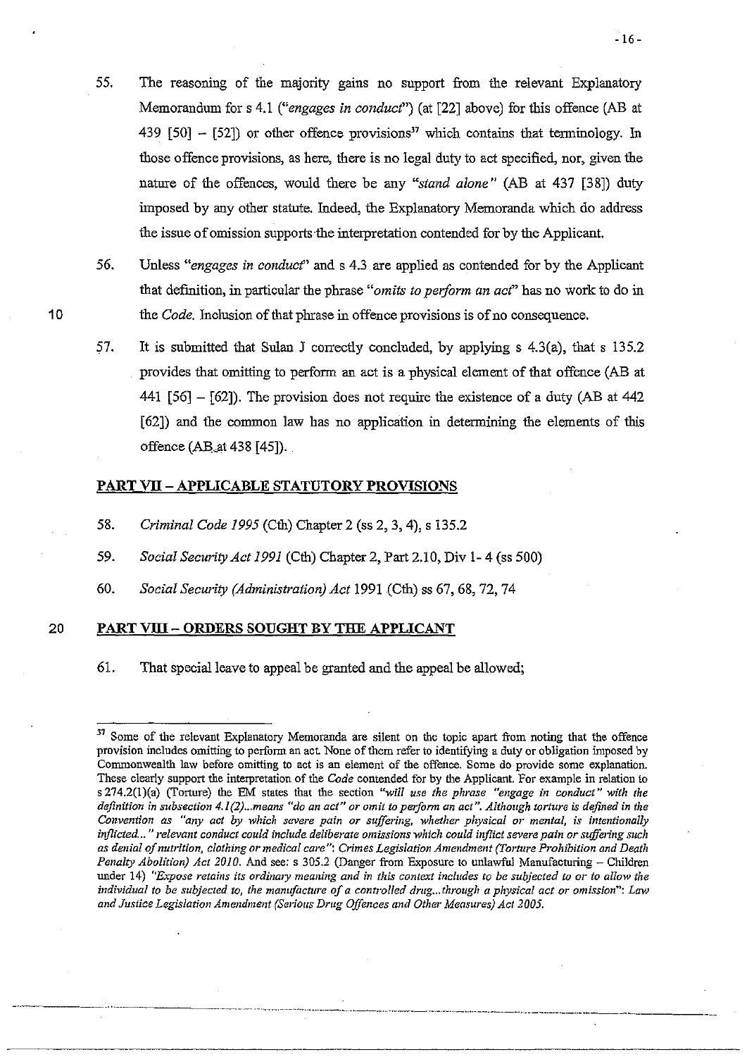55. The reasoning of the majority gains no support from the relevant Explanatory Memorandum for s 4.1 (*"engages in conduct"*) (at [22] above) for this offence (AB at 439 [50] – [52]) or other offence provisions[37] which contains that terminology. In those offence provisions, as here, there is no legal duty to act specified, nor, given the nature of the offences, would there be any *"stand alone"* (AB at 437 [38]) duty imposed by any other statute. Indeed, the Explanatory Memoranda which do address the issue of omission supports the interpretation contended for by the Applicant.

56. Unless *"engages in conduct"* and s 4.3 are applied as contended for by the Applicant that definition, in particular the phrase *"omits to perform an act"* has no work to do in the *Code*. Inclusion of that phrase in offence provisions is of no consequence.

57. It is submitted that Sulan J correctly concluded, by applying s 4.3(a), that s 135.2 provides that omitting to perform an act is a physical element of that offence (AB at 441 [56] – [62]). The provision does not require the existence of a duty (AB at 442 [62]) and the common law has no application in determining the elements of this offence (AB at 438 [45]).

## PART VII – APPLICABLE STATUTORY PROVISIONS

58. *Criminal Code 1995* (Cth) Chapter 2 (ss 2, 3, 4), s 135.2

59. *Social Security Act 1991* (Cth) Chapter 2, Part 2.10, Div 1- 4 (ss 500)

60. *Social Security (Administration) Act* 1991 (Cth) ss 67, 68, 72, 74

## PART VIII – ORDERS SOUGHT BY THE APPLICANT

61. That special leave to appeal be granted and the appeal be allowed;

---

[37] Some of the relevant Explanatory Memoranda are silent on the topic apart from noting that the offence provision includes omitting to perform an act. None of them refer to identifying a duty or obligation imposed by Commonwealth law before omitting to act is an element of the offence. Some do provide some explanation. These clearly support the interpretation of the *Code* contended for by the Applicant. For example in relation to s 274.2(1)(a) (Torture) the EM states that the section *"will use the phrase "engage in conduct" with the definition in subsection 4.1(2)...means "do an act" or omit to perform an act". Although torture is defined in the Convention as "any act by which severe pain or suffering, whether physical or mental, is intentionally inflicted..." relevant conduct could include deliberate omissions which could inflict severe pain or suffering such as denial of nutrition, clothing or medical care"*: *Crimes Legislation Amendment (Torture Prohibition and Death Penalty Abolition) Act 2010*. And see: s 305.2 (Danger from Exposure to unlawful Manufacturing – Children under 14) *"Expose retains its ordinary meaning and in this context includes to be subjected to or to allow the individual to be subjected to, the manufacture of a controlled drug...through a physical act or omission"*: *Law and Justice Legislation Amendment (Serious Drug Offences and Other Measures) Act 2005*.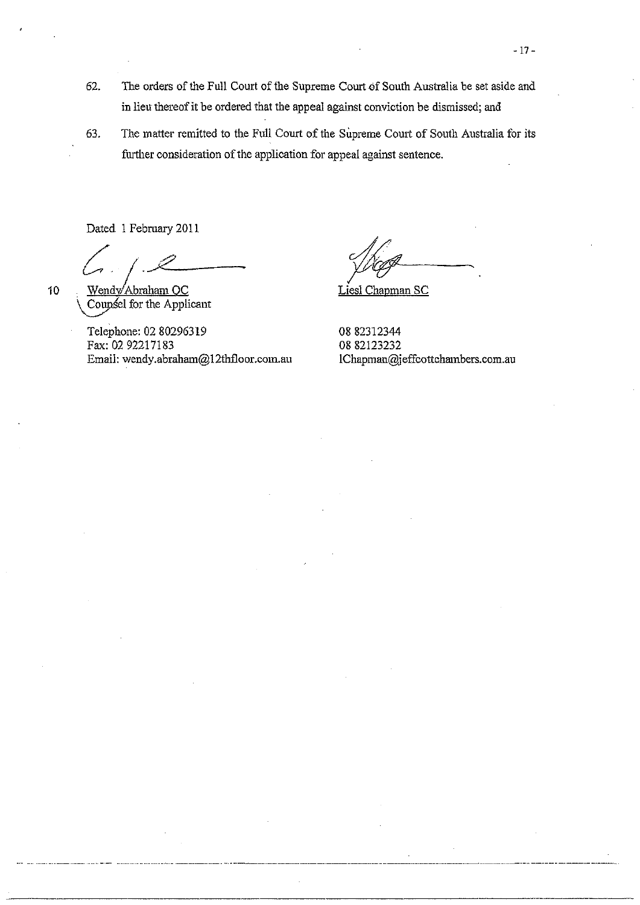62. The orders of the Full Court of the Supreme Court of South Australia be set aside and in lieu thereof it be ordered that the appeal against conviction be dismissed; and

63. The matter remitted to the Full Court of the Supreme Court of South Australia for its further consideration of the application for appeal against sentence.

Dated 1 February 2011

Wendy Abraham QC
Counsel for the Applicant

Telephone: 02 80296319
Fax: 02 92217183
Email: wendy.abraham@12thfloor.com.au

Liesl Chapman SC

08 82312344
08 82123232
lChapman@jeffcottchambers.com.au